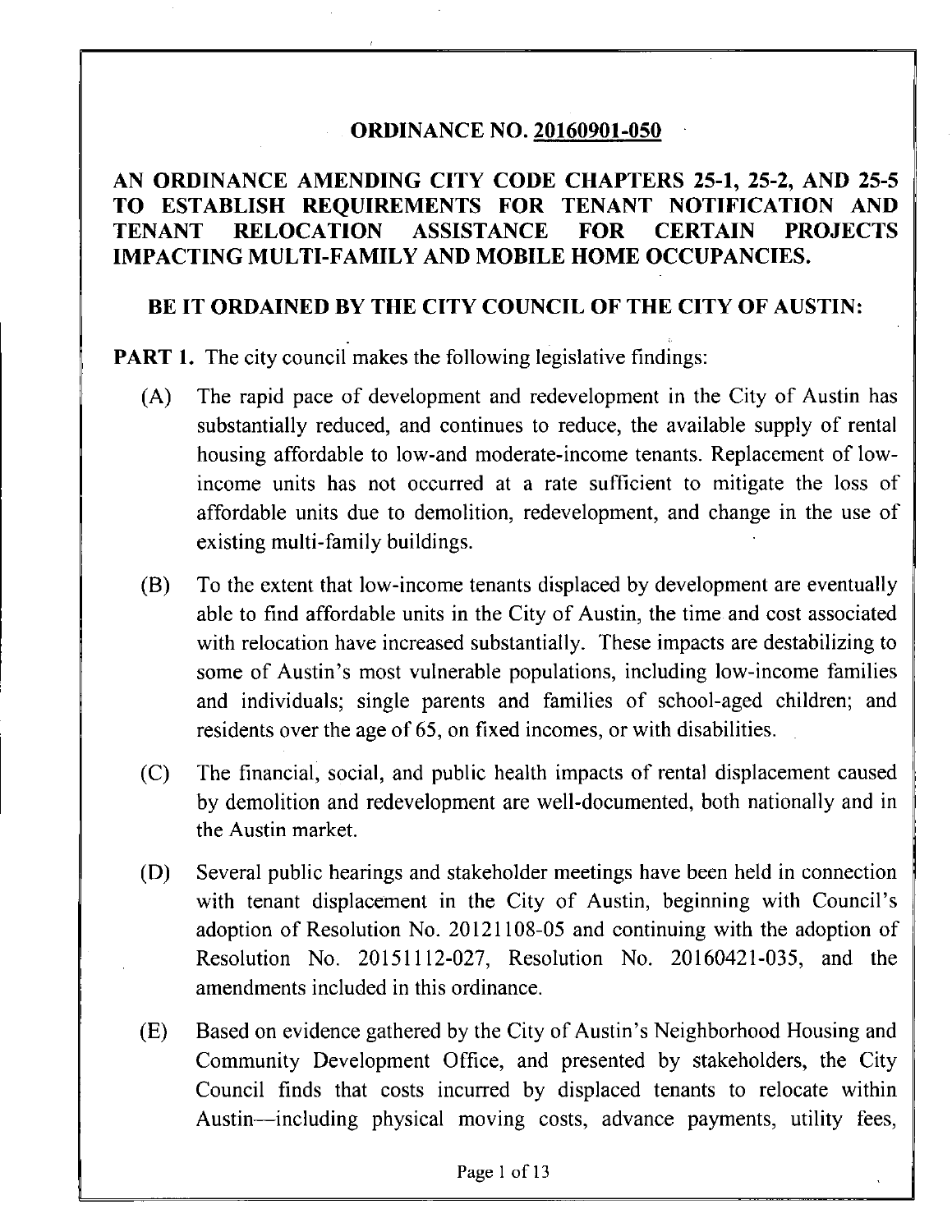# ORDINANCE NO. 20160901-050

## AN ORDINANCE AMENDING CITY CODE CHAPTERS 25-1, 25-2, AND 25-5 TO ESTABLISH REQUIREMENTS FOR TENANT NOTIFICATION AND TENANT RELOCATION ASSISTANCE FOR CERTAIN PROJECTS IMPACTING MULTI-FAMILY AND MOBILE HOME OCCUPANCIES.

## BE IT ORDAINED BY THE CITY COUNCIL OF THE CITY OF AUSTIN:

**PART 1.** The city council makes the following legislative findings:

(A) The rapid pace of development and redevelopment in the City of Austin has substantially reduced, and continues to reduce, the available supply of rental housing affordable to low-and moderate-income tenants. Replacement of low-income units has not occurred at a rate sufficient to mitigate the loss of affordable units due to demolition, redevelopment, and change in the use of existing multi-family buildings.

(B) To the extent that low-income tenants displaced by development are eventually able to find affordable units in the City of Austin, the time and cost associated with relocation have increased substantially. These impacts are destabilizing to some of Austin's most vulnerable populations, including low-income families and individuals; single parents and families of school-aged children; and residents over the age of 65, on fixed incomes, or with disabilities.

(C) The financial, social, and public health impacts of rental displacement caused by demolition and redevelopment are well-documented, both nationally and in the Austin market.

(D) Several public hearings and stakeholder meetings have been held in connection with tenant displacement in the City of Austin, beginning with Council's adoption of Resolution No. 20121108-05 and continuing with the adoption of Resolution No. 20151112-027, Resolution No. 20160421-035, and the amendments included in this ordinance.

(E) Based on evidence gathered by the City of Austin's Neighborhood Housing and Community Development Office, and presented by stakeholders, the City Council finds that costs incurred by displaced tenants to relocate within Austin—including physical moving costs, advance payments, utility fees,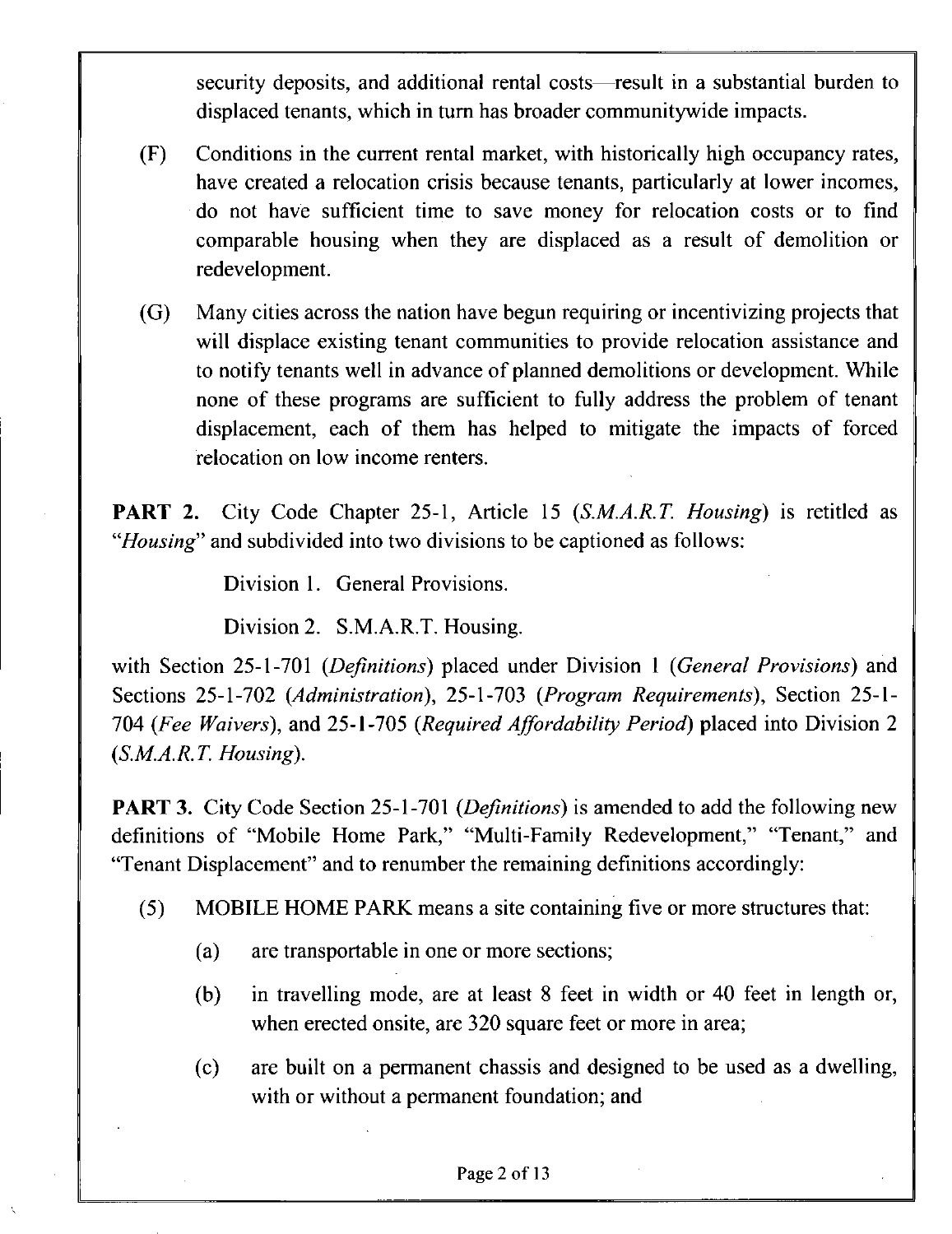security deposits, and additional rental costs—result in a substantial burden to displaced tenants, which in turn has broader communitywide impacts.

(F) Conditions in the current rental market, with historically high occupancy rates, have created a relocation crisis because tenants, particularly at lower incomes, do not have sufficient time to save money for relocation costs or to find comparable housing when they are displaced as a result of demolition or redevelopment.

(G) Many cities across the nation have begun requiring or incentivizing projects that will displace existing tenant communities to provide relocation assistance and to notify tenants well in advance of planned demolitions or development. While none of these programs are sufficient to fully address the problem of tenant displacement, each of them has helped to mitigate the impacts of forced relocation on low income renters.

**PART 2.** City Code Chapter 25-1, Article 15 (*S.M.A.R.T. Housing*) is retitled as "*Housing*" and subdivided into two divisions to be captioned as follows:

Division 1. General Provisions.

Division 2. S.M.A.R.T. Housing.

with Section 25-1-701 (*Definitions*) placed under Division 1 (*General Provisions*) and Sections 25-1-702 (*Administration*), 25-1-703 (*Program Requirements*), Section 25-1-704 (*Fee Waivers*), and 25-1-705 (*Required Affordability Period*) placed into Division 2 (*S.M.A.R.T. Housing*).

**PART 3.** City Code Section 25-1-701 (*Definitions*) is amended to add the following new definitions of "Mobile Home Park," "Multi-Family Redevelopment," "Tenant," and "Tenant Displacement" and to renumber the remaining definitions accordingly:

(5) MOBILE HOME PARK means a site containing five or more structures that:

(a) are transportable in one or more sections;

(b) in travelling mode, are at least 8 feet in width or 40 feet in length or, when erected onsite, are 320 square feet or more in area;

(c) are built on a permanent chassis and designed to be used as a dwelling, with or without a permanent foundation; and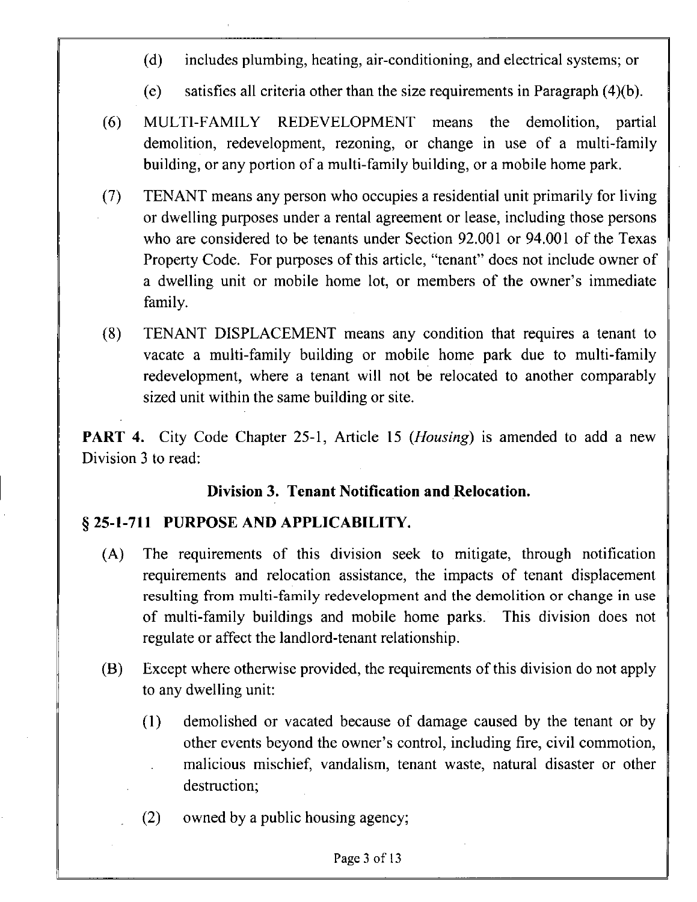(d) includes plumbing, heating, air-conditioning, and electrical systems; or

(e) satisfies all criteria other than the size requirements in Paragraph (4)(b).

(6) MULTI-FAMILY REDEVELOPMENT means the demolition, partial demolition, redevelopment, rezoning, or change in use of a multi-family building, or any portion of a multi-family building, or a mobile home park.

(7) TENANT means any person who occupies a residential unit primarily for living or dwelling purposes under a rental agreement or lease, including those persons who are considered to be tenants under Section 92.001 or 94.001 of the Texas Property Code. For purposes of this article, "tenant" does not include owner of a dwelling unit or mobile home lot, or members of the owner's immediate family.

(8) TENANT DISPLACEMENT means any condition that requires a tenant to vacate a multi-family building or mobile home park due to multi-family redevelopment, where a tenant will not be relocated to another comparably sized unit within the same building or site.

**PART 4.** City Code Chapter 25-1, Article 15 (*Housing*) is amended to add a new Division 3 to read:

## Division 3. Tenant Notification and Relocation.

### § 25-1-711 PURPOSE AND APPLICABILITY.

(A) The requirements of this division seek to mitigate, through notification requirements and relocation assistance, the impacts of tenant displacement resulting from multi-family redevelopment and the demolition or change in use of multi-family buildings and mobile home parks. This division does not regulate or affect the landlord-tenant relationship.

(B) Except where otherwise provided, the requirements of this division do not apply to any dwelling unit:

(1) demolished or vacated because of damage caused by the tenant or by other events beyond the owner's control, including fire, civil commotion, malicious mischief, vandalism, tenant waste, natural disaster or other destruction;

(2) owned by a public housing agency;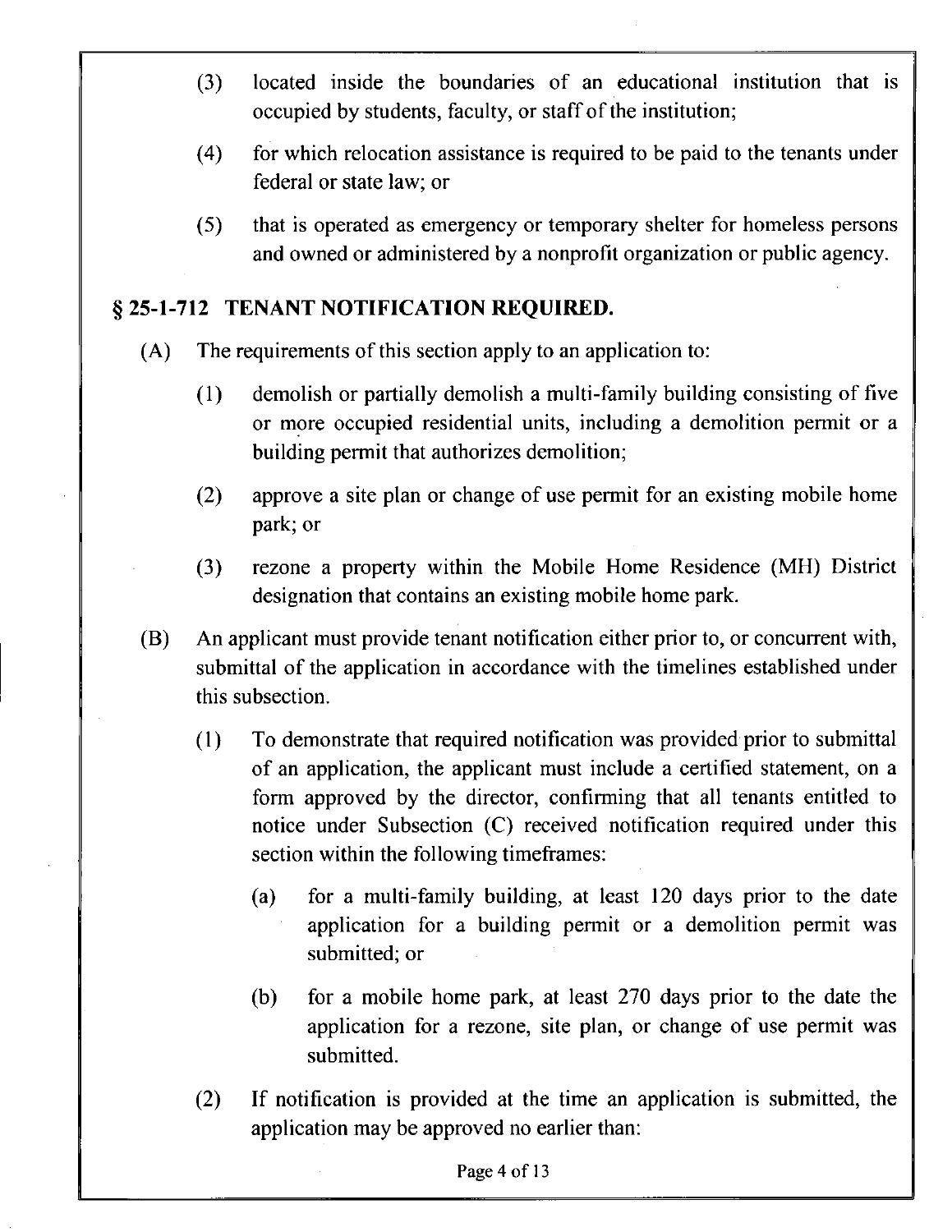(3) located inside the boundaries of an educational institution that is occupied by students, faculty, or staff of the institution;

(4) for which relocation assistance is required to be paid to the tenants under federal or state law; or

(5) that is operated as emergency or temporary shelter for homeless persons and owned or administered by a nonprofit organization or public agency.

## § 25-1-712 TENANT NOTIFICATION REQUIRED.

(A) The requirements of this section apply to an application to:

(1) demolish or partially demolish a multi-family building consisting of five or more occupied residential units, including a demolition permit or a building permit that authorizes demolition;

(2) approve a site plan or change of use permit for an existing mobile home park; or

(3) rezone a property within the Mobile Home Residence (MH) District designation that contains an existing mobile home park.

(B) An applicant must provide tenant notification either prior to, or concurrent with, submittal of the application in accordance with the timelines established under this subsection.

(1) To demonstrate that required notification was provided prior to submittal of an application, the applicant must include a certified statement, on a form approved by the director, confirming that all tenants entitled to notice under Subsection (C) received notification required under this section within the following timeframes:

(a) for a multi-family building, at least 120 days prior to the date application for a building permit or a demolition permit was submitted; or

(b) for a mobile home park, at least 270 days prior to the date the application for a rezone, site plan, or change of use permit was submitted.

(2) If notification is provided at the time an application is submitted, the application may be approved no earlier than: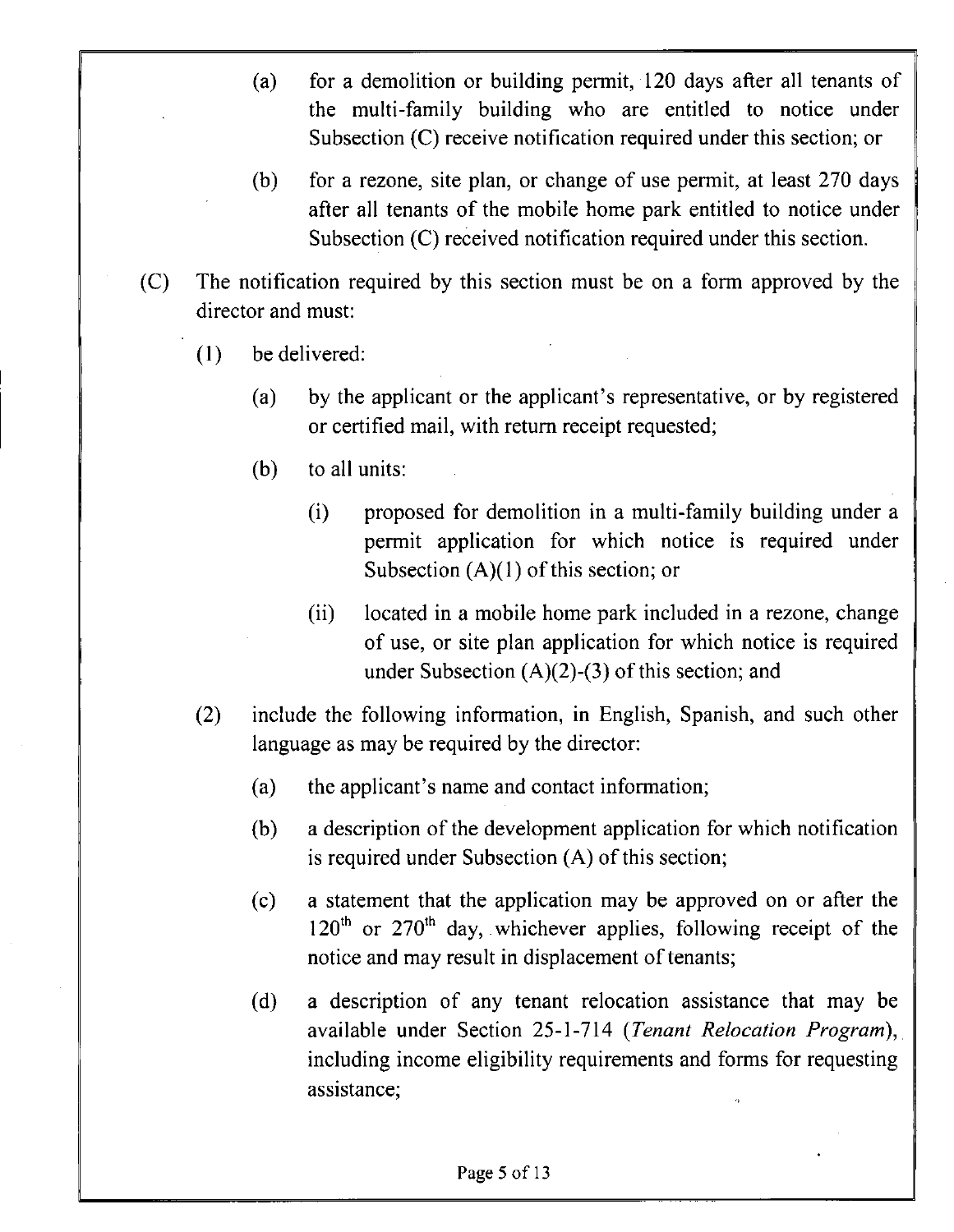(a) for a demolition or building permit, 120 days after all tenants of the multi-family building who are entitled to notice under Subsection (C) receive notification required under this section; or

(b) for a rezone, site plan, or change of use permit, at least 270 days after all tenants of the mobile home park entitled to notice under Subsection (C) received notification required under this section.

(C) The notification required by this section must be on a form approved by the director and must:

(1) be delivered:

(a) by the applicant or the applicant's representative, or by registered or certified mail, with return receipt requested;

(b) to all units:

(i) proposed for demolition in a multi-family building under a permit application for which notice is required under Subsection (A)(1) of this section; or

(ii) located in a mobile home park included in a rezone, change of use, or site plan application for which notice is required under Subsection (A)(2)-(3) of this section; and

(2) include the following information, in English, Spanish, and such other language as may be required by the director:

(a) the applicant's name and contact information;

(b) a description of the development application for which notification is required under Subsection (A) of this section;

(c) a statement that the application may be approved on or after the 120th or 270th day, whichever applies, following receipt of the notice and may result in displacement of tenants;

(d) a description of any tenant relocation assistance that may be available under Section 25-1-714 (*Tenant Relocation Program*), including income eligibility requirements and forms for requesting assistance;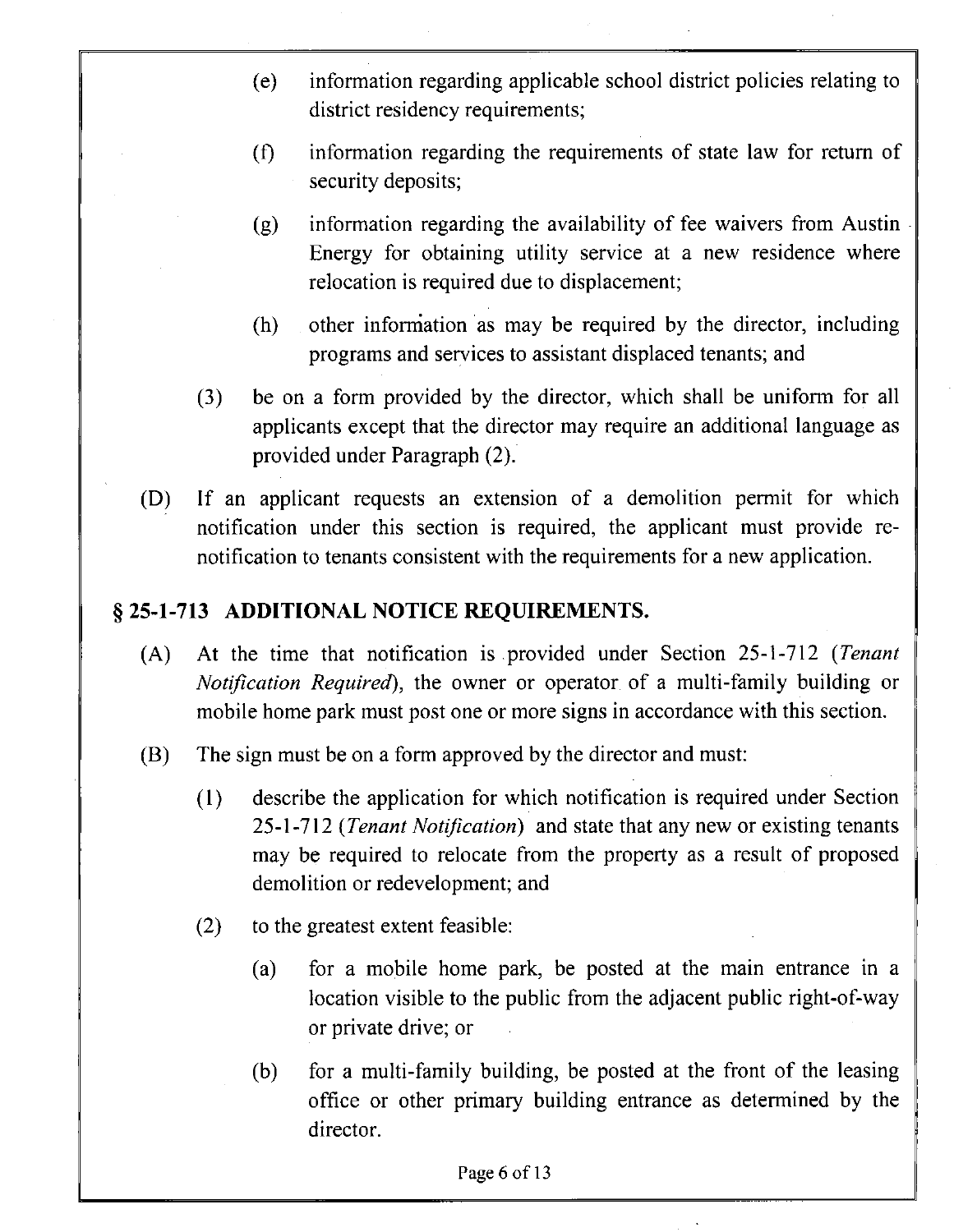(e) information regarding applicable school district policies relating to district residency requirements;

(f) information regarding the requirements of state law for return of security deposits;

(g) information regarding the availability of fee waivers from Austin Energy for obtaining utility service at a new residence where relocation is required due to displacement;

(h) other information as may be required by the director, including programs and services to assistant displaced tenants; and

(3) be on a form provided by the director, which shall be uniform for all applicants except that the director may require an additional language as provided under Paragraph (2).

(D) If an applicant requests an extension of a demolition permit for which notification under this section is required, the applicant must provide re-notification to tenants consistent with the requirements for a new application.

## § 25-1-713 ADDITIONAL NOTICE REQUIREMENTS.

(A) At the time that notification is provided under Section 25-1-712 (*Tenant Notification Required*), the owner or operator of a multi-family building or mobile home park must post one or more signs in accordance with this section.

(B) The sign must be on a form approved by the director and must:

(1) describe the application for which notification is required under Section 25-1-712 (*Tenant Notification*) and state that any new or existing tenants may be required to relocate from the property as a result of proposed demolition or redevelopment; and

(2) to the greatest extent feasible:

(a) for a mobile home park, be posted at the main entrance in a location visible to the public from the adjacent public right-of-way or private drive; or

(b) for a multi-family building, be posted at the front of the leasing office or other primary building entrance as determined by the director.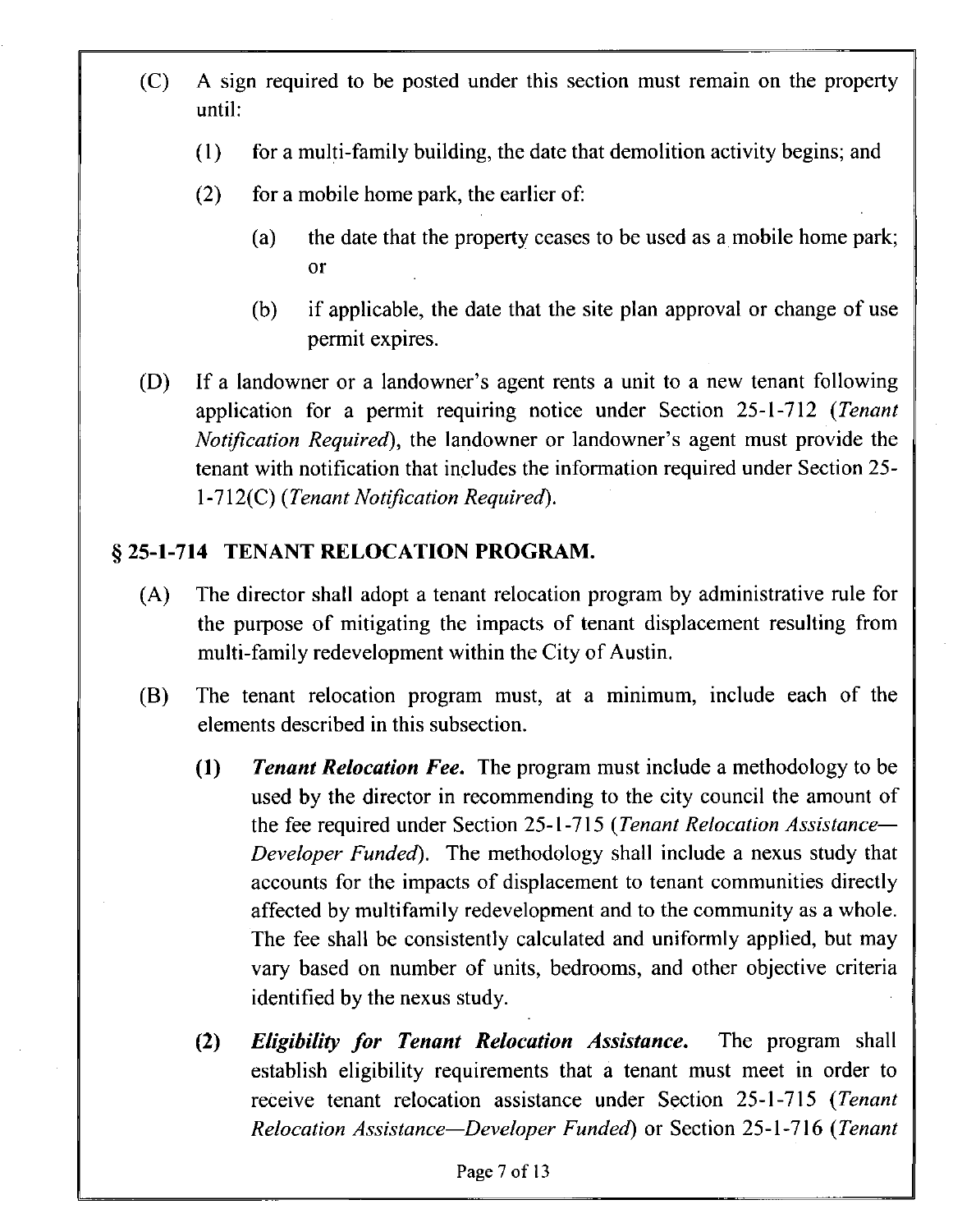(C) A sign required to be posted under this section must remain on the property until:

(1) for a multi-family building, the date that demolition activity begins; and

(2) for a mobile home park, the earlier of:

(a) the date that the property ceases to be used as a mobile home park; or

(b) if applicable, the date that the site plan approval or change of use permit expires.

(D) If a landowner or a landowner's agent rents a unit to a new tenant following application for a permit requiring notice under Section 25-1-712 (*Tenant Notification Required*), the landowner or landowner's agent must provide the tenant with notification that includes the information required under Section 25-1-712(C) (*Tenant Notification Required*).

## § 25-1-714 TENANT RELOCATION PROGRAM.

(A) The director shall adopt a tenant relocation program by administrative rule for the purpose of mitigating the impacts of tenant displacement resulting from multi-family redevelopment within the City of Austin.

(B) The tenant relocation program must, at a minimum, include each of the elements described in this subsection.

(1) ***Tenant Relocation Fee.*** The program must include a methodology to be used by the director in recommending to the city council the amount of the fee required under Section 25-1-715 (*Tenant Relocation Assistance—Developer Funded*). The methodology shall include a nexus study that accounts for the impacts of displacement to tenant communities directly affected by multifamily redevelopment and to the community as a whole. The fee shall be consistently calculated and uniformly applied, but may vary based on number of units, bedrooms, and other objective criteria identified by the nexus study.

(2) ***Eligibility for Tenant Relocation Assistance.*** The program shall establish eligibility requirements that a tenant must meet in order to receive tenant relocation assistance under Section 25-1-715 (*Tenant Relocation Assistance—Developer Funded*) or Section 25-1-716 (*Tenant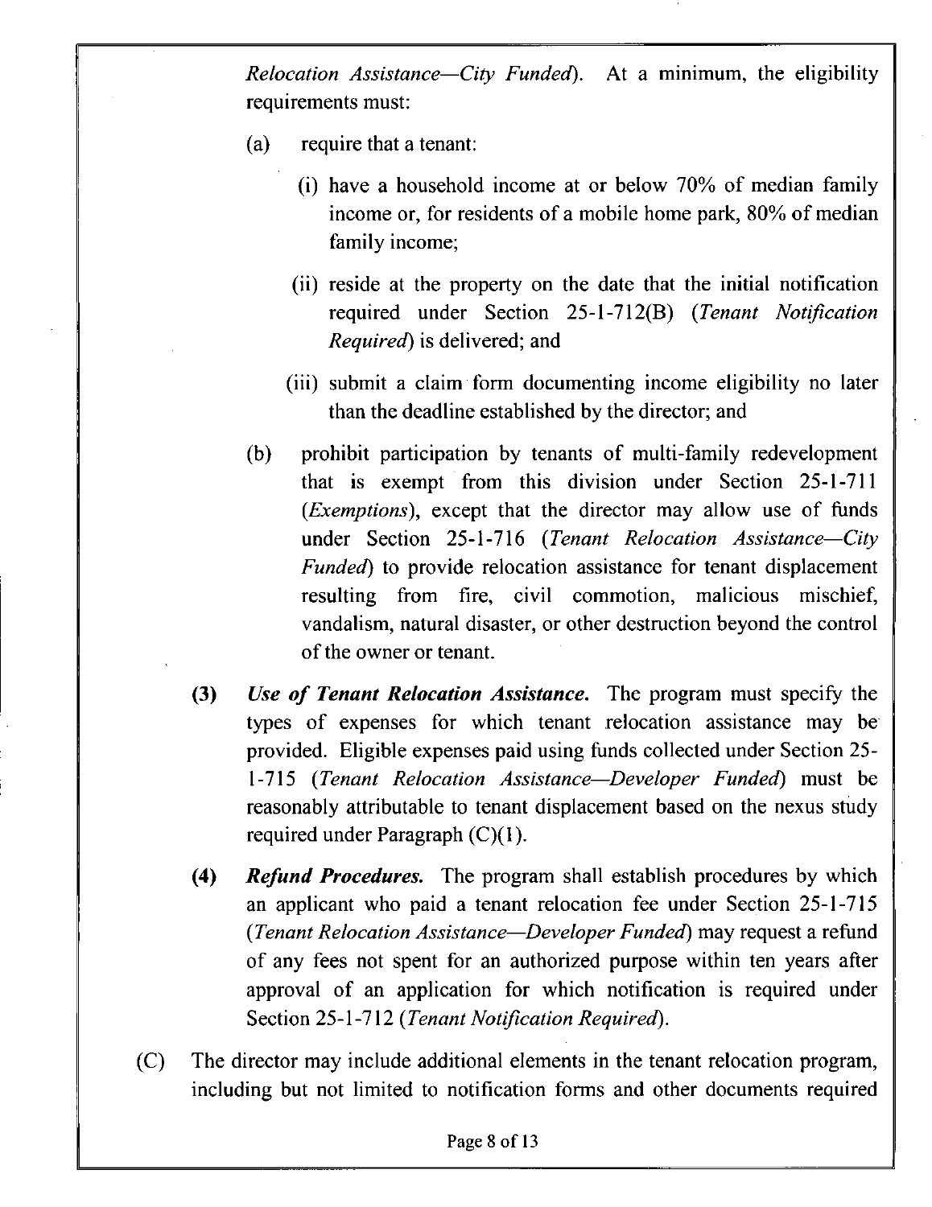*Relocation Assistance—City Funded*). At a minimum, the eligibility requirements must:

(a) require that a tenant:

(i) have a household income at or below 70% of median family income or, for residents of a mobile home park, 80% of median family income;

(ii) reside at the property on the date that the initial notification required under Section 25-1-712(B) (*Tenant Notification Required*) is delivered; and

(iii) submit a claim form documenting income eligibility no later than the deadline established by the director; and

(b) prohibit participation by tenants of multi-family redevelopment that is exempt from this division under Section 25-1-711 (*Exemptions*), except that the director may allow use of funds under Section 25-1-716 (*Tenant Relocation Assistance—City Funded*) to provide relocation assistance for tenant displacement resulting from fire, civil commotion, malicious mischief, vandalism, natural disaster, or other destruction beyond the control of the owner or tenant.

**(3)** ***Use of Tenant Relocation Assistance.*** The program must specify the types of expenses for which tenant relocation assistance may be provided. Eligible expenses paid using funds collected under Section 25-1-715 (*Tenant Relocation Assistance—Developer Funded*) must be reasonably attributable to tenant displacement based on the nexus study required under Paragraph (C)(1).

**(4)** ***Refund Procedures.*** The program shall establish procedures by which an applicant who paid a tenant relocation fee under Section 25-1-715 (*Tenant Relocation Assistance—Developer Funded*) may request a refund of any fees not spent for an authorized purpose within ten years after approval of an application for which notification is required under Section 25-1-712 (*Tenant Notification Required*).

(C) The director may include additional elements in the tenant relocation program, including but not limited to notification forms and other documents required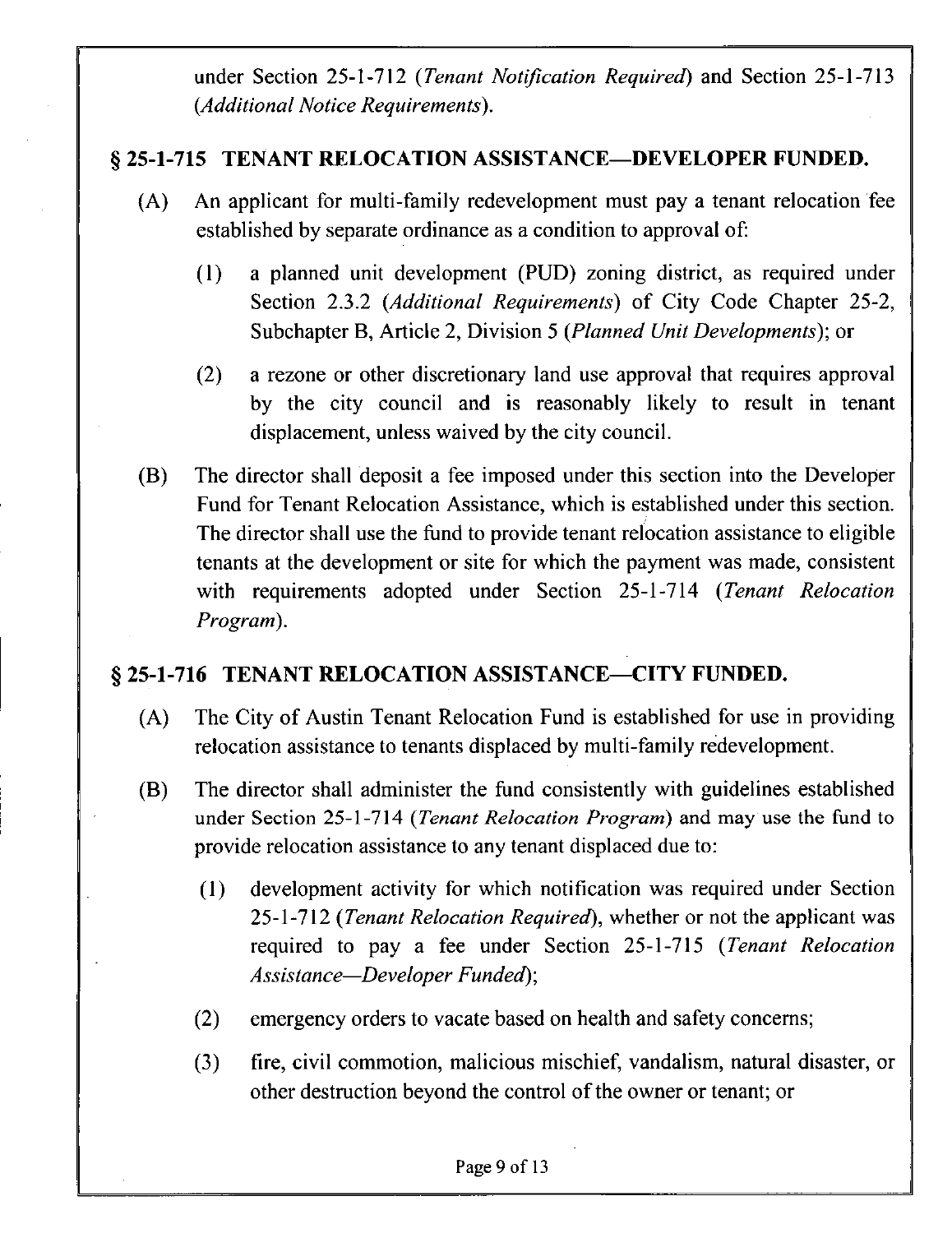under Section 25-1-712 (*Tenant Notification Required*) and Section 25-1-713 (*Additional Notice Requirements*).

## § 25-1-715 TENANT RELOCATION ASSISTANCE—DEVELOPER FUNDED.

(A) An applicant for multi-family redevelopment must pay a tenant relocation fee established by separate ordinance as a condition to approval of:

(1) a planned unit development (PUD) zoning district, as required under Section 2.3.2 (*Additional Requirements*) of City Code Chapter 25-2, Subchapter B, Article 2, Division 5 (*Planned Unit Developments*); or

(2) a rezone or other discretionary land use approval that requires approval by the city council and is reasonably likely to result in tenant displacement, unless waived by the city council.

(B) The director shall deposit a fee imposed under this section into the Developer Fund for Tenant Relocation Assistance, which is established under this section. The director shall use the fund to provide tenant relocation assistance to eligible tenants at the development or site for which the payment was made, consistent with requirements adopted under Section 25-1-714 (*Tenant Relocation Program*).

## § 25-1-716 TENANT RELOCATION ASSISTANCE—CITY FUNDED.

(A) The City of Austin Tenant Relocation Fund is established for use in providing relocation assistance to tenants displaced by multi-family redevelopment.

(B) The director shall administer the fund consistently with guidelines established under Section 25-1-714 (*Tenant Relocation Program*) and may use the fund to provide relocation assistance to any tenant displaced due to:

(1) development activity for which notification was required under Section 25-1-712 (*Tenant Relocation Required*), whether or not the applicant was required to pay a fee under Section 25-1-715 (*Tenant Relocation Assistance—Developer Funded*);

(2) emergency orders to vacate based on health and safety concerns;

(3) fire, civil commotion, malicious mischief, vandalism, natural disaster, or other destruction beyond the control of the owner or tenant; or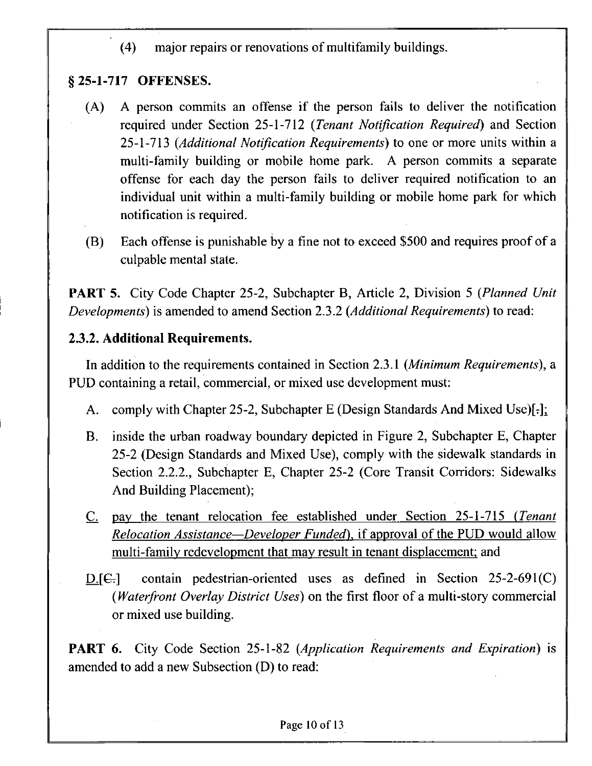(4) major repairs or renovations of multifamily buildings.

## § 25-1-717 OFFENSES.

(A) A person commits an offense if the person fails to deliver the notification required under Section 25-1-712 (*Tenant Notification Required*) and Section 25-1-713 (*Additional Notification Requirements*) to one or more units within a multi-family building or mobile home park. A person commits a separate offense for each day the person fails to deliver required notification to an individual unit within a multi-family building or mobile home park for which notification is required.

(B) Each offense is punishable by a fine not to exceed $500 and requires proof of a culpable mental state.

**PART 5.** City Code Chapter 25-2, Subchapter B, Article 2, Division 5 (*Planned Unit Developments*) is amended to amend Section 2.3.2 (*Additional Requirements*) to read:

### 2.3.2. Additional Requirements.

In addition to the requirements contained in Section 2.3.1 (*Minimum Requirements*), a PUD containing a retail, commercial, or mixed use development must:

A. comply with Chapter 25-2, Subchapter E (Design Standards And Mixed Use)[.];

B. inside the urban roadway boundary depicted in Figure 2, Subchapter E, Chapter 25-2 (Design Standards and Mixed Use), comply with the sidewalk standards in Section 2.2.2., Subchapter E, Chapter 25-2 (Core Transit Corridors: Sidewalks And Building Placement);

<u>C. pay the tenant relocation fee established under Section 25-1-715 (*Tenant Relocation Assistance—Developer Funded*), if approval of the PUD would allow multi-family redevelopment that may result in tenant displacement; and</u>

<u>D.</u>[C.] contain pedestrian-oriented uses as defined in Section 25-2-691(C) (*Waterfront Overlay District Uses*) on the first floor of a multi-story commercial or mixed use building.

**PART 6.** City Code Section 25-1-82 (*Application Requirements and Expiration*) is amended to add a new Subsection (D) to read: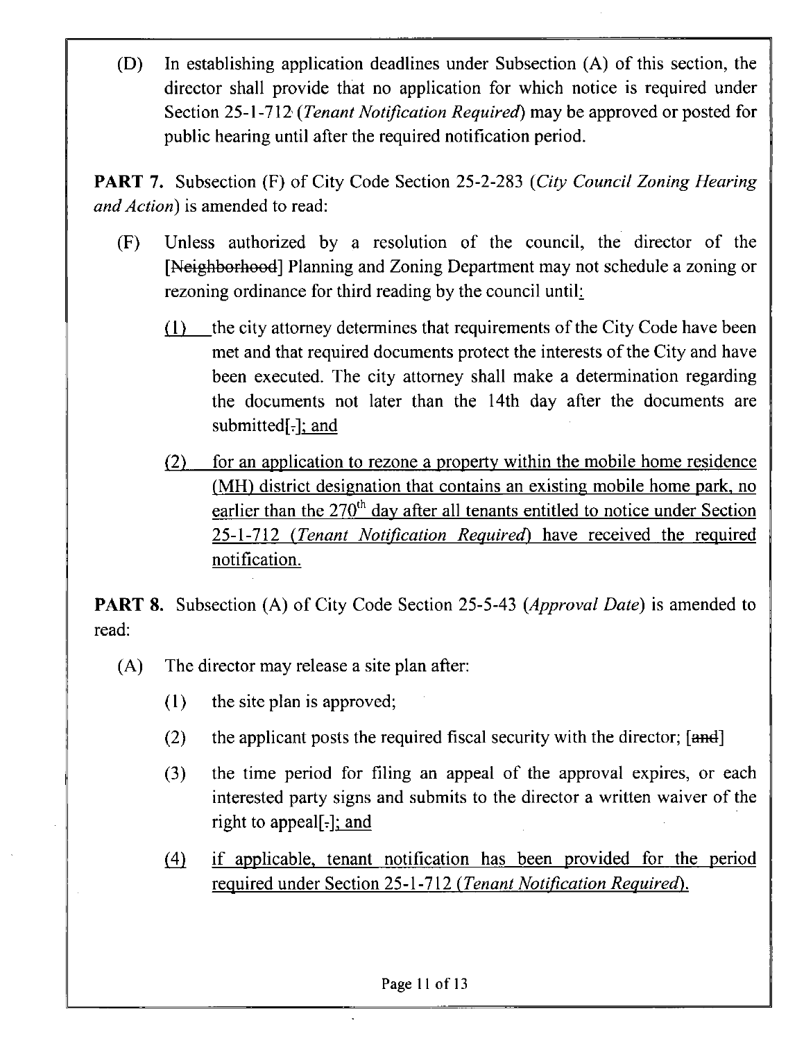(D) In establishing application deadlines under Subsection (A) of this section, the director shall provide that no application for which notice is required under Section 25-1-712 (*Tenant Notification Required*) may be approved or posted for public hearing until after the required notification period.

**PART 7.** Subsection (F) of City Code Section 25-2-283 (*City Council Zoning Hearing and Action*) is amended to read:

(F) Unless authorized by a resolution of the council, the director of the [~~Neighborhood~~] Planning and Zoning Department may not schedule a zoning or rezoning ordinance for third reading by the council until:

(1) the city attorney determines that requirements of the City Code have been met and that required documents protect the interests of the City and have been executed. The city attorney shall make a determination regarding the documents not later than the 14th day after the documents are submitted[~~.~~]; and

(2) for an application to rezone a property within the mobile home residence (MH) district designation that contains an existing mobile home park, no earlier than the 270th day after all tenants entitled to notice under Section 25-1-712 (*Tenant Notification Required*) have received the required notification.

**PART 8.** Subsection (A) of City Code Section 25-5-43 (*Approval Date*) is amended to read:

(A) The director may release a site plan after:

(1) the site plan is approved;

(2) the applicant posts the required fiscal security with the director; [~~and~~]

(3) the time period for filing an appeal of the approval expires, or each interested party signs and submits to the director a written waiver of the right to appeal[~~.~~]; and

(4) if applicable, tenant notification has been provided for the period required under Section 25-1-712 (*Tenant Notification Required*).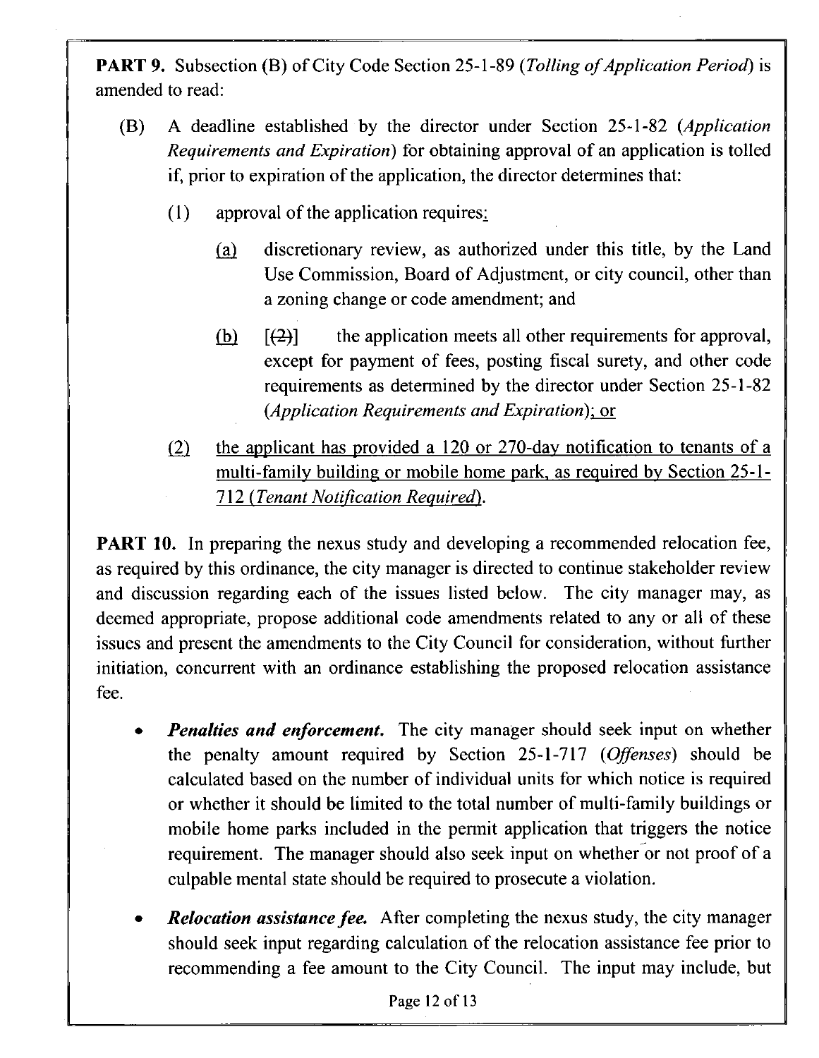**PART 9.** Subsection (B) of City Code Section 25-1-89 (*Tolling of Application Period*) is amended to read:

(B) A deadline established by the director under Section 25-1-82 (*Application Requirements and Expiration*) for obtaining approval of an application is tolled if, prior to expiration of the application, the director determines that:

(1) approval of the application requires:

(a) discretionary review, as authorized under this title, by the Land Use Commission, Board of Adjustment, or city council, other than a zoning change or code amendment; and

(b) [~~(2)~~] the application meets all other requirements for approval, except for payment of fees, posting fiscal surety, and other code requirements as determined by the director under Section 25-1-82 (*Application Requirements and Expiration*); or

(2) the applicant has provided a 120 or 270-day notification to tenants of a multi-family building or mobile home park, as required by Section 25-1-712 (*Tenant Notification Required*).

**PART 10.** In preparing the nexus study and developing a recommended relocation fee, as required by this ordinance, the city manager is directed to continue stakeholder review and discussion regarding each of the issues listed below. The city manager may, as deemed appropriate, propose additional code amendments related to any or all of these issues and present the amendments to the City Council for consideration, without further initiation, concurrent with an ordinance establishing the proposed relocation assistance fee.

- ***Penalties and enforcement.*** The city manager should seek input on whether the penalty amount required by Section 25-1-717 (*Offenses*) should be calculated based on the number of individual units for which notice is required or whether it should be limited to the total number of multi-family buildings or mobile home parks included in the permit application that triggers the notice requirement. The manager should also seek input on whether or not proof of a culpable mental state should be required to prosecute a violation.

- ***Relocation assistance fee.*** After completing the nexus study, the city manager should seek input regarding calculation of the relocation assistance fee prior to recommending a fee amount to the City Council. The input may include, but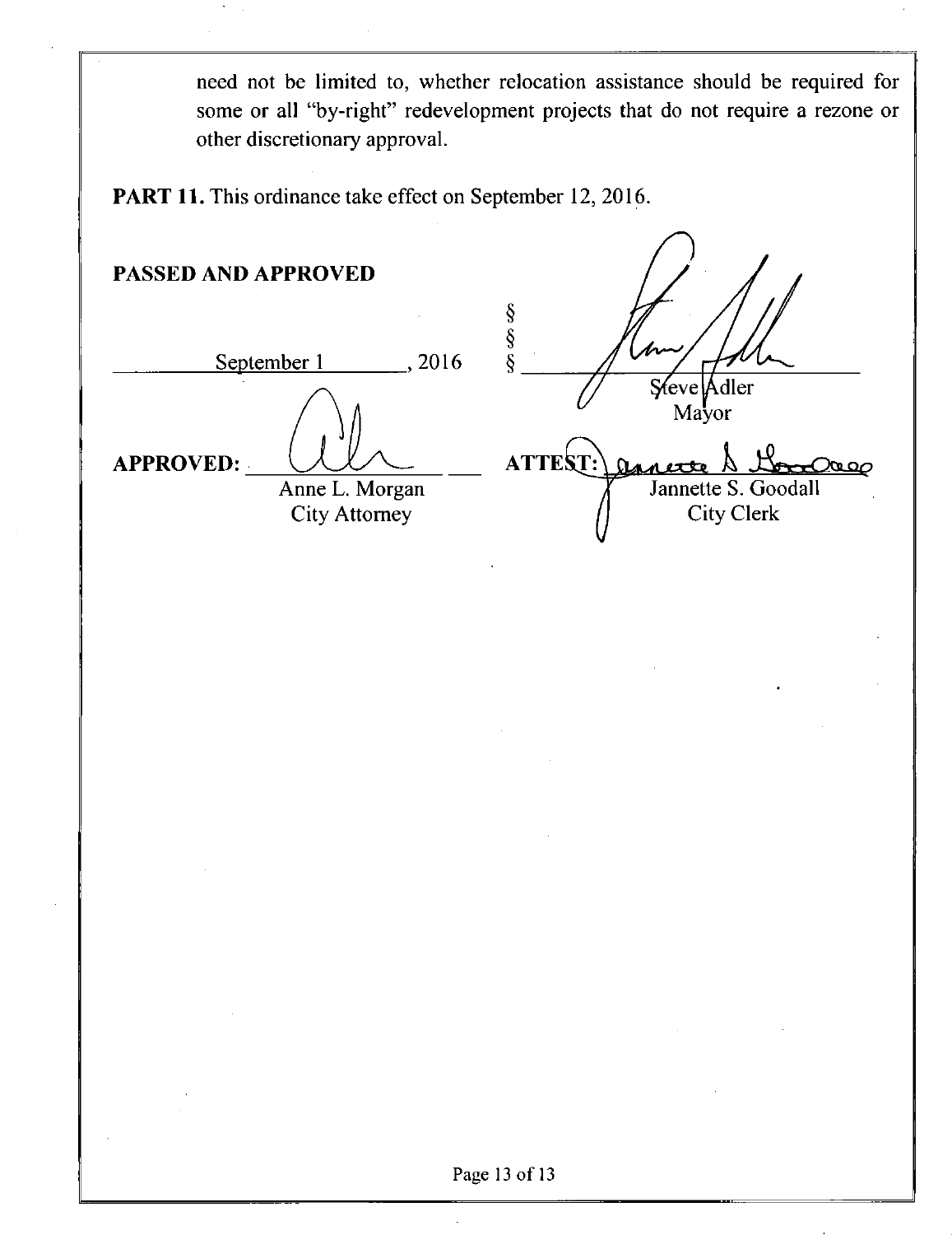need not be limited to, whether relocation assistance should be required for some or all "by-right" redevelopment projects that do not require a rezone or other discretionary approval.

**PART 11.** This ordinance take effect on September 12, 2016.

**PASSED AND APPROVED**

September 1, 2016 § § §

Steve Adler
Mayor

**APPROVED:**

Anne L. Morgan
City Attorney

**ATTEST:**

Jannette S. Goodall
City Clerk